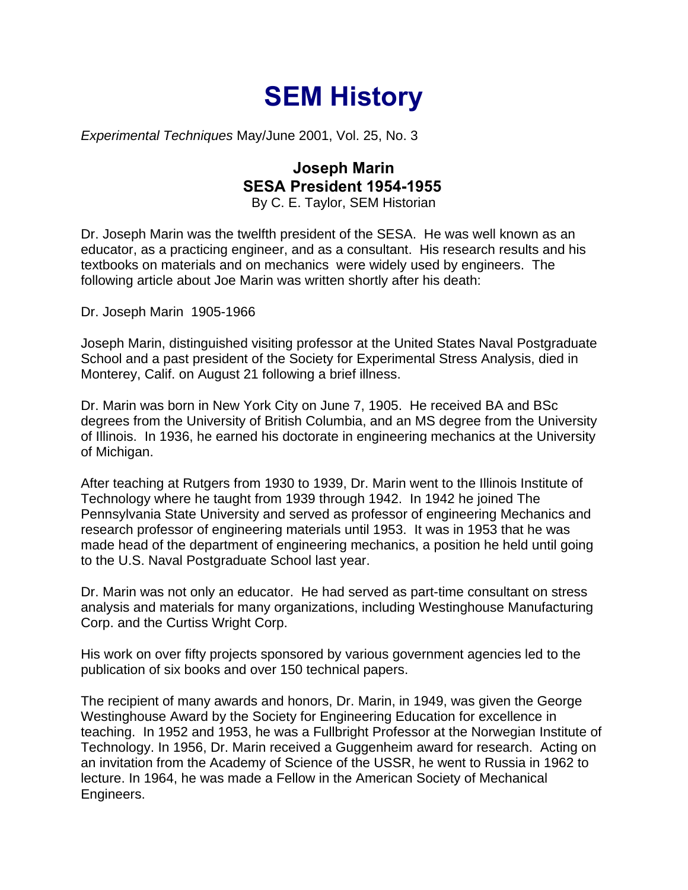# SEM History

*Experimental Techniques* May/June 2001, Vol. 25, No. 3

### Joseph Marin
### SESA President 1954-1955

By C. E. Taylor, SEM Historian

Dr. Joseph Marin was the twelfth president of the SESA. He was well known as an educator, as a practicing engineer, and as a consultant. His research results and his textbooks on materials and on mechanics were widely used by engineers. The following article about Joe Marin was written shortly after his death:

Dr. Joseph Marin 1905-1966

Joseph Marin, distinguished visiting professor at the United States Naval Postgraduate School and a past president of the Society for Experimental Stress Analysis, died in Monterey, Calif. on August 21 following a brief illness.

Dr. Marin was born in New York City on June 7, 1905. He received BA and BSc degrees from the University of British Columbia, and an MS degree from the University of Illinois. In 1936, he earned his doctorate in engineering mechanics at the University of Michigan.

After teaching at Rutgers from 1930 to 1939, Dr. Marin went to the Illinois Institute of Technology where he taught from 1939 through 1942. In 1942 he joined The Pennsylvania State University and served as professor of engineering Mechanics and research professor of engineering materials until 1953. It was in 1953 that he was made head of the department of engineering mechanics, a position he held until going to the U.S. Naval Postgraduate School last year.

Dr. Marin was not only an educator. He had served as part-time consultant on stress analysis and materials for many organizations, including Westinghouse Manufacturing Corp. and the Curtiss Wright Corp.

His work on over fifty projects sponsored by various government agencies led to the publication of six books and over 150 technical papers.

The recipient of many awards and honors, Dr. Marin, in 1949, was given the George Westinghouse Award by the Society for Engineering Education for excellence in teaching. In 1952 and 1953, he was a Fullbright Professor at the Norwegian Institute of Technology. In 1956, Dr. Marin received a Guggenheim award for research. Acting on an invitation from the Academy of Science of the USSR, he went to Russia in 1962 to lecture. In 1964, he was made a Fellow in the American Society of Mechanical Engineers.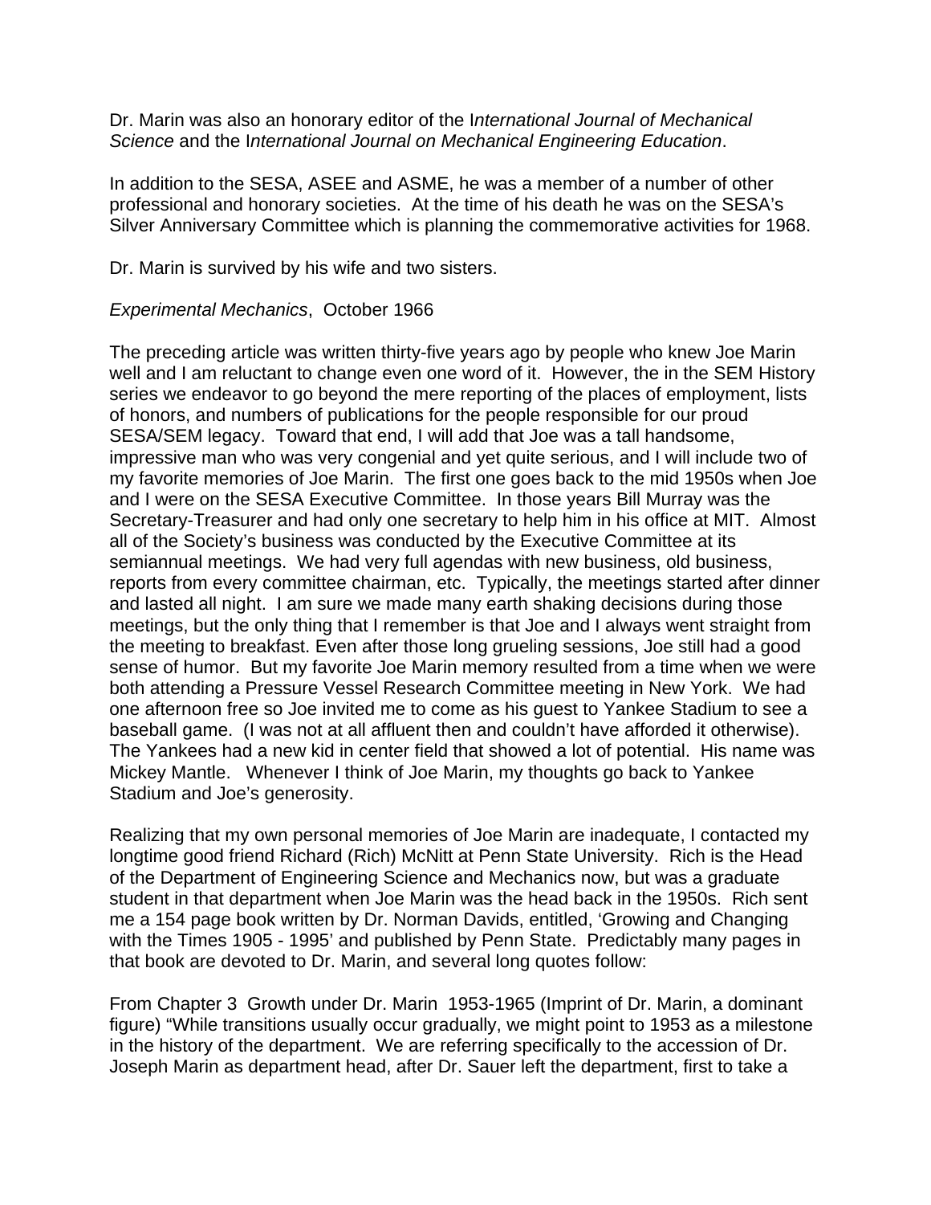Dr. Marin was also an honorary editor of the I*nternational Journal of Mechanical Science* and the I*nternational Journal on Mechanical Engineering Education*.

In addition to the SESA, ASEE and ASME, he was a member of a number of other professional and honorary societies. At the time of his death he was on the SESA's Silver Anniversary Committee which is planning the commemorative activities for 1968.

Dr. Marin is survived by his wife and two sisters.

*Experimental Mechanics*, October 1966

The preceding article was written thirty-five years ago by people who knew Joe Marin well and I am reluctant to change even one word of it. However, the in the SEM History series we endeavor to go beyond the mere reporting of the places of employment, lists of honors, and numbers of publications for the people responsible for our proud SESA/SEM legacy. Toward that end, I will add that Joe was a tall handsome, impressive man who was very congenial and yet quite serious, and I will include two of my favorite memories of Joe Marin. The first one goes back to the mid 1950s when Joe and I were on the SESA Executive Committee. In those years Bill Murray was the Secretary-Treasurer and had only one secretary to help him in his office at MIT. Almost all of the Society's business was conducted by the Executive Committee at its semiannual meetings. We had very full agendas with new business, old business, reports from every committee chairman, etc. Typically, the meetings started after dinner and lasted all night. I am sure we made many earth shaking decisions during those meetings, but the only thing that I remember is that Joe and I always went straight from the meeting to breakfast. Even after those long grueling sessions, Joe still had a good sense of humor. But my favorite Joe Marin memory resulted from a time when we were both attending a Pressure Vessel Research Committee meeting in New York. We had one afternoon free so Joe invited me to come as his guest to Yankee Stadium to see a baseball game. (I was not at all affluent then and couldn't have afforded it otherwise). The Yankees had a new kid in center field that showed a lot of potential. His name was Mickey Mantle. Whenever I think of Joe Marin, my thoughts go back to Yankee Stadium and Joe's generosity.

Realizing that my own personal memories of Joe Marin are inadequate, I contacted my longtime good friend Richard (Rich) McNitt at Penn State University. Rich is the Head of the Department of Engineering Science and Mechanics now, but was a graduate student in that department when Joe Marin was the head back in the 1950s. Rich sent me a 154 page book written by Dr. Norman Davids, entitled, 'Growing and Changing with the Times 1905 - 1995' and published by Penn State. Predictably many pages in that book are devoted to Dr. Marin, and several long quotes follow:

From Chapter 3 Growth under Dr. Marin 1953-1965 (Imprint of Dr. Marin, a dominant figure) "While transitions usually occur gradually, we might point to 1953 as a milestone in the history of the department. We are referring specifically to the accession of Dr. Joseph Marin as department head, after Dr. Sauer left the department, first to take a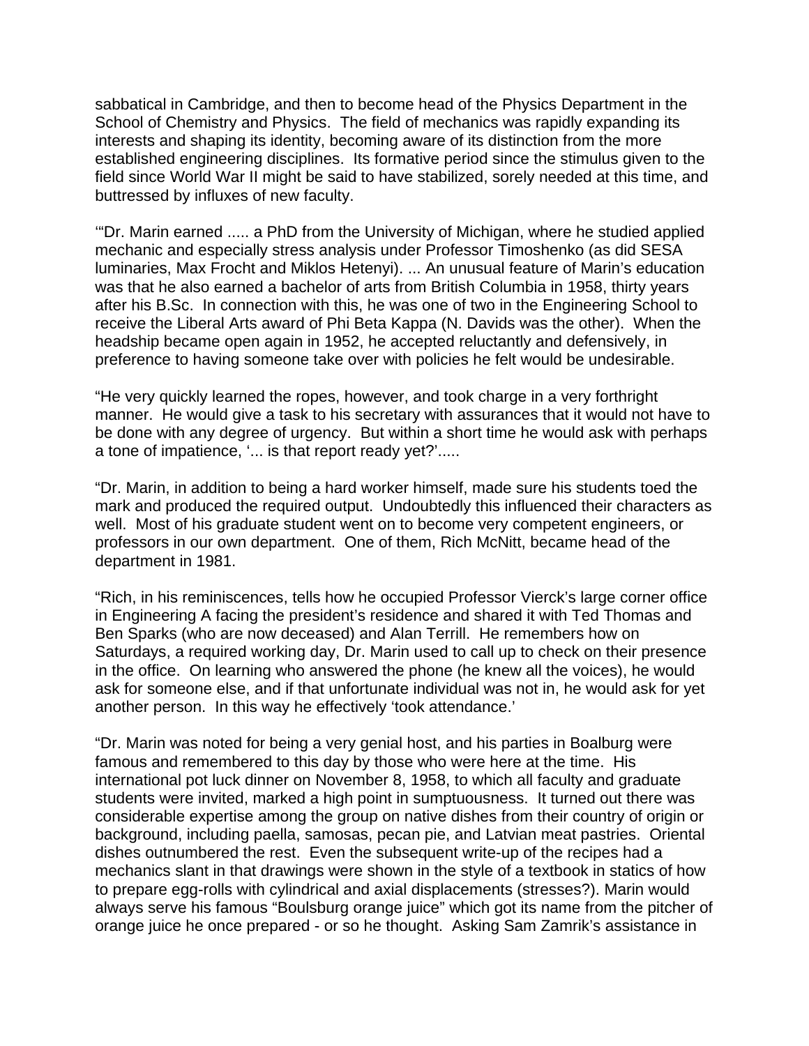sabbatical in Cambridge, and then to become head of the Physics Department in the School of Chemistry and Physics. The field of mechanics was rapidly expanding its interests and shaping its identity, becoming aware of its distinction from the more established engineering disciplines. Its formative period since the stimulus given to the field since World War II might be said to have stabilized, sorely needed at this time, and buttressed by influxes of new faculty.

'"Dr. Marin earned ..... a PhD from the University of Michigan, where he studied applied mechanic and especially stress analysis under Professor Timoshenko (as did SESA luminaries, Max Frocht and Miklos Hetenyi). ... An unusual feature of Marin's education was that he also earned a bachelor of arts from British Columbia in 1958, thirty years after his B.Sc. In connection with this, he was one of two in the Engineering School to receive the Liberal Arts award of Phi Beta Kappa (N. Davids was the other). When the headship became open again in 1952, he accepted reluctantly and defensively, in preference to having someone take over with policies he felt would be undesirable.

"He very quickly learned the ropes, however, and took charge in a very forthright manner. He would give a task to his secretary with assurances that it would not have to be done with any degree of urgency. But within a short time he would ask with perhaps a tone of impatience, '... is that report ready yet?'.....

"Dr. Marin, in addition to being a hard worker himself, made sure his students toed the mark and produced the required output. Undoubtedly this influenced their characters as well. Most of his graduate student went on to become very competent engineers, or professors in our own department. One of them, Rich McNitt, became head of the department in 1981.

"Rich, in his reminiscences, tells how he occupied Professor Vierck's large corner office in Engineering A facing the president's residence and shared it with Ted Thomas and Ben Sparks (who are now deceased) and Alan Terrill. He remembers how on Saturdays, a required working day, Dr. Marin used to call up to check on their presence in the office. On learning who answered the phone (he knew all the voices), he would ask for someone else, and if that unfortunate individual was not in, he would ask for yet another person. In this way he effectively 'took attendance.'

"Dr. Marin was noted for being a very genial host, and his parties in Boalburg were famous and remembered to this day by those who were here at the time. His international pot luck dinner on November 8, 1958, to which all faculty and graduate students were invited, marked a high point in sumptuousness. It turned out there was considerable expertise among the group on native dishes from their country of origin or background, including paella, samosas, pecan pie, and Latvian meat pastries. Oriental dishes outnumbered the rest. Even the subsequent write-up of the recipes had a mechanics slant in that drawings were shown in the style of a textbook in statics of how to prepare egg-rolls with cylindrical and axial displacements (stresses?). Marin would always serve his famous "Boulsburg orange juice" which got its name from the pitcher of orange juice he once prepared - or so he thought. Asking Sam Zamrik's assistance in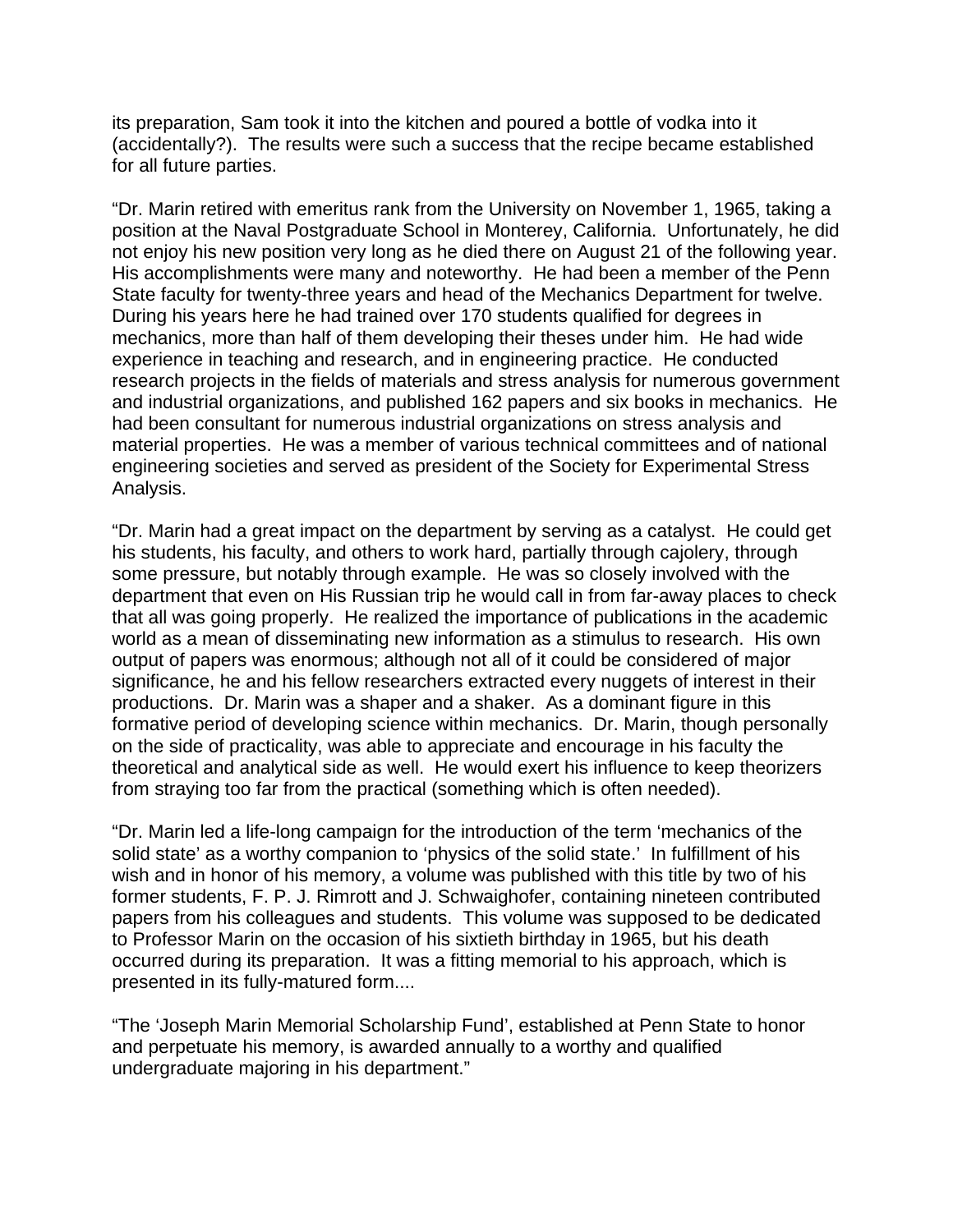its preparation, Sam took it into the kitchen and poured a bottle of vodka into it (accidentally?). The results were such a success that the recipe became established for all future parties.

"Dr. Marin retired with emeritus rank from the University on November 1, 1965, taking a position at the Naval Postgraduate School in Monterey, California. Unfortunately, he did not enjoy his new position very long as he died there on August 21 of the following year. His accomplishments were many and noteworthy. He had been a member of the Penn State faculty for twenty-three years and head of the Mechanics Department for twelve. During his years here he had trained over 170 students qualified for degrees in mechanics, more than half of them developing their theses under him. He had wide experience in teaching and research, and in engineering practice. He conducted research projects in the fields of materials and stress analysis for numerous government and industrial organizations, and published 162 papers and six books in mechanics. He had been consultant for numerous industrial organizations on stress analysis and material properties. He was a member of various technical committees and of national engineering societies and served as president of the Society for Experimental Stress Analysis.

"Dr. Marin had a great impact on the department by serving as a catalyst. He could get his students, his faculty, and others to work hard, partially through cajolery, through some pressure, but notably through example. He was so closely involved with the department that even on His Russian trip he would call in from far-away places to check that all was going properly. He realized the importance of publications in the academic world as a mean of disseminating new information as a stimulus to research. His own output of papers was enormous; although not all of it could be considered of major significance, he and his fellow researchers extracted every nuggets of interest in their productions. Dr. Marin was a shaper and a shaker. As a dominant figure in this formative period of developing science within mechanics. Dr. Marin, though personally on the side of practicality, was able to appreciate and encourage in his faculty the theoretical and analytical side as well. He would exert his influence to keep theorizers from straying too far from the practical (something which is often needed).

"Dr. Marin led a life-long campaign for the introduction of the term 'mechanics of the solid state' as a worthy companion to 'physics of the solid state.' In fulfillment of his wish and in honor of his memory, a volume was published with this title by two of his former students, F. P. J. Rimrott and J. Schwaighofer, containing nineteen contributed papers from his colleagues and students. This volume was supposed to be dedicated to Professor Marin on the occasion of his sixtieth birthday in 1965, but his death occurred during its preparation. It was a fitting memorial to his approach, which is presented in its fully-matured form....

"The 'Joseph Marin Memorial Scholarship Fund', established at Penn State to honor and perpetuate his memory, is awarded annually to a worthy and qualified undergraduate majoring in his department."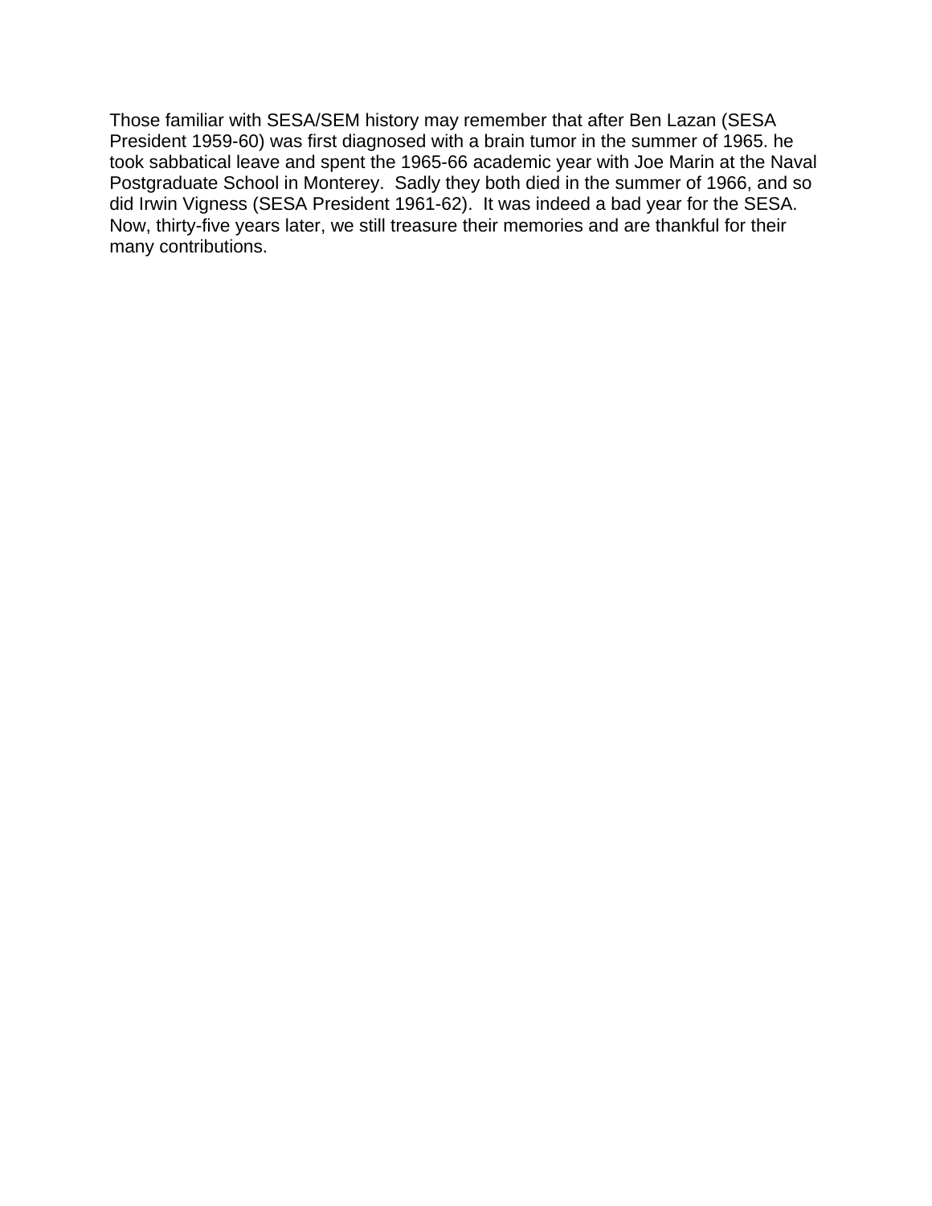Those familiar with SESA/SEM history may remember that after Ben Lazan (SESA President 1959-60) was first diagnosed with a brain tumor in the summer of 1965. he took sabbatical leave and spent the 1965-66 academic year with Joe Marin at the Naval Postgraduate School in Monterey. Sadly they both died in the summer of 1966, and so did Irwin Vigness (SESA President 1961-62). It was indeed a bad year for the SESA. Now, thirty-five years later, we still treasure their memories and are thankful for their many contributions.